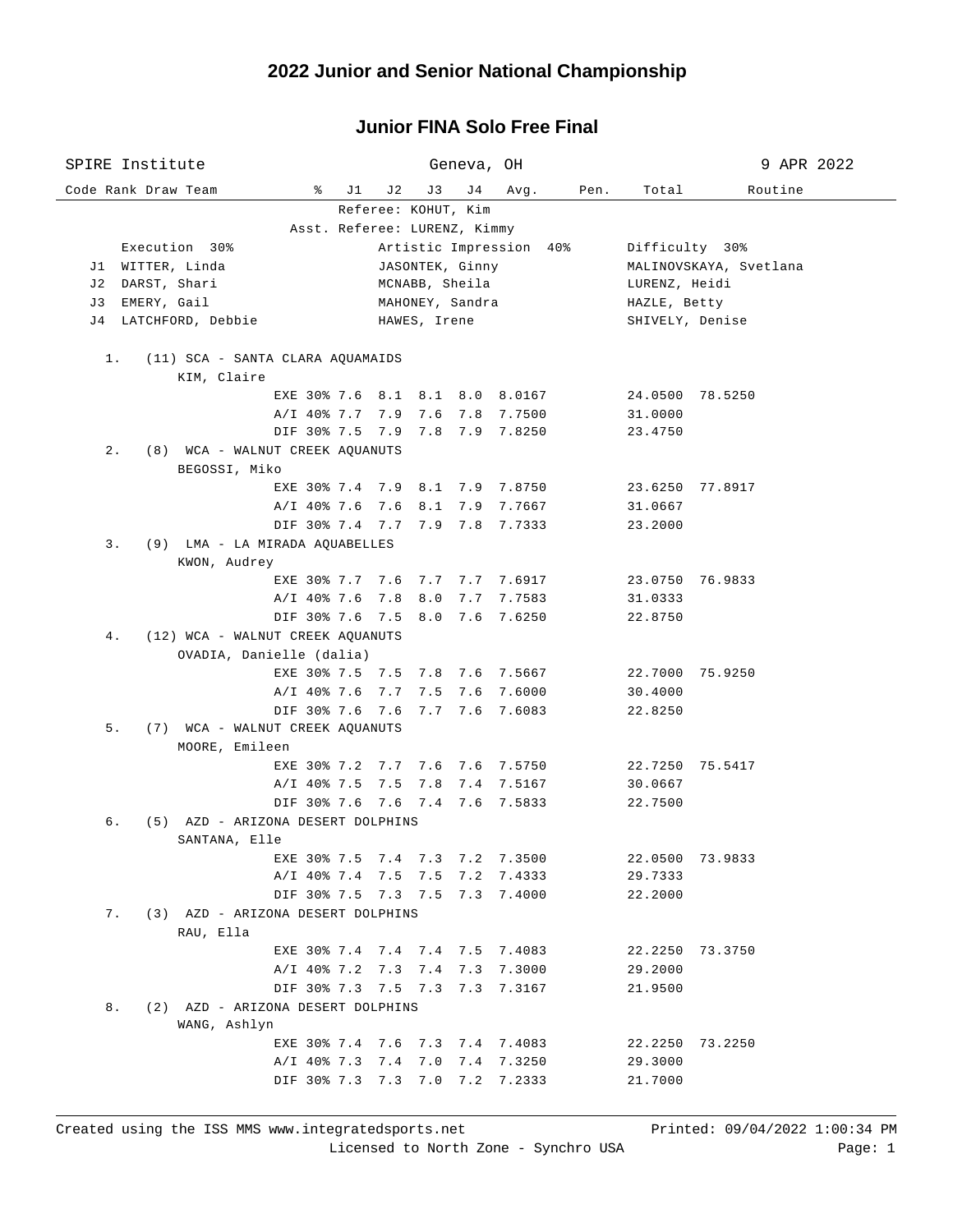# 2022 Junior and Senior National Championship

## Junior FINA Solo Free Final

SPIRE Institute — Geneva, OH — 9 APR 2022

Referee: KOHUT, Kim
Asst. Referee: LURENZ, Kimmy

| | Execution 30% | Artistic Impression 40% | Difficulty 30% |
|---|---|---|---|
| J1 | WITTER, Linda | JASONTEK, Ginny | MALINOVSKAYA, Svetlana |
| J2 | DARST, Shari | MCNABB, Sheila | LURENZ, Heidi |
| J3 | EMERY, Gail | MAHONEY, Sandra | HAZLE, Betty |
| J4 | LATCHFORD, Debbie | HAWES, Irene | SHIVELY, Denise |

| Code | Rank | Draw | Team | % | J1 | J2 | J3 | J4 | Avg. | Pen. | Total | Routine |
|---|---|---|---|---|---|---|---|---|---|---|---|---|
| | 1. | (11) | SCA - SANTA CLARA AQUAMAIDS | | | | | | | | | |
| | | | KIM, Claire | | | | | | | | | |
| | | | | EXE 30% | 7.6 | 8.1 | 8.1 | 8.0 | 8.0167 | | 24.0500 | 78.5250 |
| | | | | A/I 40% | 7.7 | 7.9 | 7.6 | 7.8 | 7.7500 | | 31.0000 | |
| | | | | DIF 30% | 7.5 | 7.9 | 7.8 | 7.9 | 7.8250 | | 23.4750 | |
| | 2. | (8) | WCA - WALNUT CREEK AQUANUTS | | | | | | | | | |
| | | | BEGOSSI, Miko | | | | | | | | | |
| | | | | EXE 30% | 7.4 | 7.9 | 8.1 | 7.9 | 7.8750 | | 23.6250 | 77.8917 |
| | | | | A/I 40% | 7.6 | 7.6 | 8.1 | 7.9 | 7.7667 | | 31.0667 | |
| | | | | DIF 30% | 7.4 | 7.7 | 7.9 | 7.8 | 7.7333 | | 23.2000 | |
| | 3. | (9) | LMA - LA MIRADA AQUABELLES | | | | | | | | | |
| | | | KWON, Audrey | | | | | | | | | |
| | | | | EXE 30% | 7.7 | 7.6 | 7.7 | 7.7 | 7.6917 | | 23.0750 | 76.9833 |
| | | | | A/I 40% | 7.6 | 7.8 | 8.0 | 7.7 | 7.7583 | | 31.0333 | |
| | | | | DIF 30% | 7.6 | 7.5 | 8.0 | 7.6 | 7.6250 | | 22.8750 | |
| | 4. | (12) | WCA - WALNUT CREEK AQUANUTS | | | | | | | | | |
| | | | OVADIA, Danielle (dalia) | | | | | | | | | |
| | | | | EXE 30% | 7.5 | 7.5 | 7.8 | 7.6 | 7.5667 | | 22.7000 | 75.9250 |
| | | | | A/I 40% | 7.6 | 7.7 | 7.5 | 7.6 | 7.6000 | | 30.4000 | |
| | | | | DIF 30% | 7.6 | 7.6 | 7.7 | 7.6 | 7.6083 | | 22.8250 | |
| | 5. | (7) | WCA - WALNUT CREEK AQUANUTS | | | | | | | | | |
| | | | MOORE, Emileen | | | | | | | | | |
| | | | | EXE 30% | 7.2 | 7.7 | 7.6 | 7.6 | 7.5750 | | 22.7250 | 75.5417 |
| | | | | A/I 40% | 7.5 | 7.5 | 7.8 | 7.4 | 7.5167 | | 30.0667 | |
| | | | | DIF 30% | 7.6 | 7.6 | 7.4 | 7.6 | 7.5833 | | 22.7500 | |
| | 6. | (5) | AZD - ARIZONA DESERT DOLPHINS | | | | | | | | | |
| | | | SANTANA, Elle | | | | | | | | | |
| | | | | EXE 30% | 7.5 | 7.4 | 7.3 | 7.2 | 7.3500 | | 22.0500 | 73.9833 |
| | | | | A/I 40% | 7.4 | 7.5 | 7.5 | 7.2 | 7.4333 | | 29.7333 | |
| | | | | DIF 30% | 7.5 | 7.3 | 7.5 | 7.3 | 7.4000 | | 22.2000 | |
| | 7. | (3) | AZD - ARIZONA DESERT DOLPHINS | | | | | | | | | |
| | | | RAU, Ella | | | | | | | | | |
| | | | | EXE 30% | 7.4 | 7.4 | 7.4 | 7.5 | 7.4083 | | 22.2250 | 73.3750 |
| | | | | A/I 40% | 7.2 | 7.3 | 7.4 | 7.3 | 7.3000 | | 29.2000 | |
| | | | | DIF 30% | 7.3 | 7.5 | 7.3 | 7.3 | 7.3167 | | 21.9500 | |
| | 8. | (2) | AZD - ARIZONA DESERT DOLPHINS | | | | | | | | | |
| | | | WANG, Ashlyn | | | | | | | | | |
| | | | | EXE 30% | 7.4 | 7.6 | 7.3 | 7.4 | 7.4083 | | 22.2250 | 73.2250 |
| | | | | A/I 40% | 7.3 | 7.4 | 7.0 | 7.4 | 7.3250 | | 29.3000 | |
| | | | | DIF 30% | 7.3 | 7.3 | 7.0 | 7.2 | 7.2333 | | 21.7000 | |

Created using the ISS MMS www.integratedsports.net — Printed: 09/04/2022 1:00:34 PM
Licensed to North Zone - Synchro USA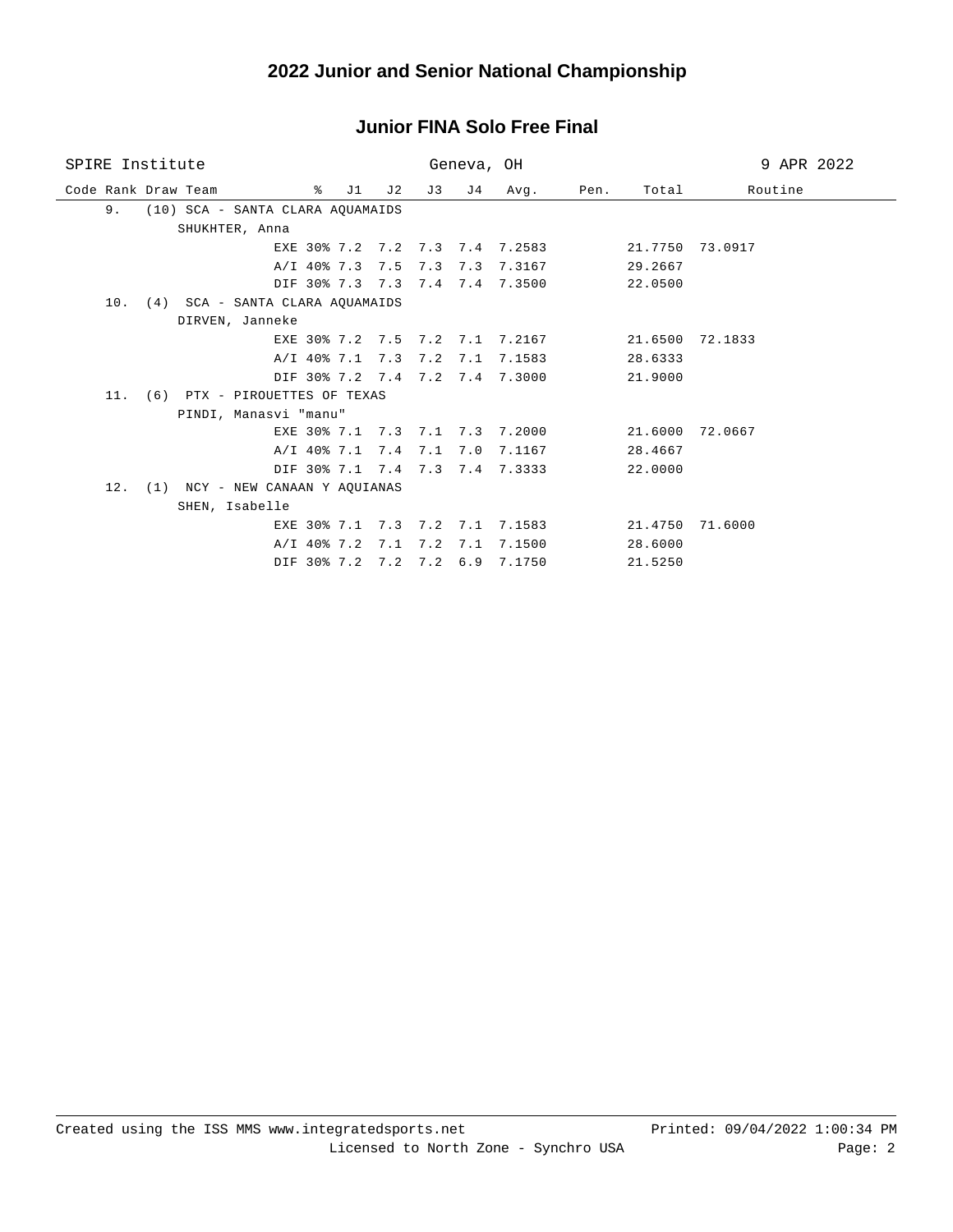# 2022 Junior and Senior National Championship

## Junior FINA Solo Free Final

SPIRE Institute — Geneva, OH — 9 APR 2022

| Code | Rank | Draw | Team | % | J1 | J2 | J3 | J4 | Avg. | Pen. | Total | Routine |
|---|---|---|---|---|---|---|---|---|---|---|---|---|
| | 9. | (10) | SCA - SANTA CLARA AQUAMAIDS | | | | | | | | | |
| | | | SHUKHTER, Anna | | | | | | | | | |
| | | | | EXE 30% | 7.2 | 7.2 | 7.3 | 7.4 | 7.2583 | | 21.7750 | 73.0917 |
| | | | | A/I 40% | 7.3 | 7.5 | 7.3 | 7.3 | 7.3167 | | 29.2667 | |
| | | | | DIF 30% | 7.3 | 7.3 | 7.4 | 7.4 | 7.3500 | | 22.0500 | |
| | 10. | (4) | SCA - SANTA CLARA AQUAMAIDS | | | | | | | | | |
| | | | DIRVEN, Janneke | | | | | | | | | |
| | | | | EXE 30% | 7.2 | 7.5 | 7.2 | 7.1 | 7.2167 | | 21.6500 | 72.1833 |
| | | | | A/I 40% | 7.1 | 7.3 | 7.2 | 7.1 | 7.1583 | | 28.6333 | |
| | | | | DIF 30% | 7.2 | 7.4 | 7.2 | 7.4 | 7.3000 | | 21.9000 | |
| | 11. | (6) | PTX - PIROUETTES OF TEXAS | | | | | | | | | |
| | | | PINDI, Manasvi "manu" | | | | | | | | | |
| | | | | EXE 30% | 7.1 | 7.3 | 7.1 | 7.3 | 7.2000 | | 21.6000 | 72.0667 |
| | | | | A/I 40% | 7.1 | 7.4 | 7.1 | 7.0 | 7.1167 | | 28.4667 | |
| | | | | DIF 30% | 7.1 | 7.4 | 7.3 | 7.4 | 7.3333 | | 22.0000 | |
| | 12. | (1) | NCY - NEW CANAAN Y AQUIANAS | | | | | | | | | |
| | | | SHEN, Isabelle | | | | | | | | | |
| | | | | EXE 30% | 7.1 | 7.3 | 7.2 | 7.1 | 7.1583 | | 21.4750 | 71.6000 |
| | | | | A/I 40% | 7.2 | 7.1 | 7.2 | 7.1 | 7.1500 | | 28.6000 | |
| | | | | DIF 30% | 7.2 | 7.2 | 7.2 | 6.9 | 7.1750 | | 21.5250 | |

Created using the ISS MMS www.integratedsports.net — Printed: 09/04/2022 1:00:34 PM

Licensed to North Zone - Synchro USA